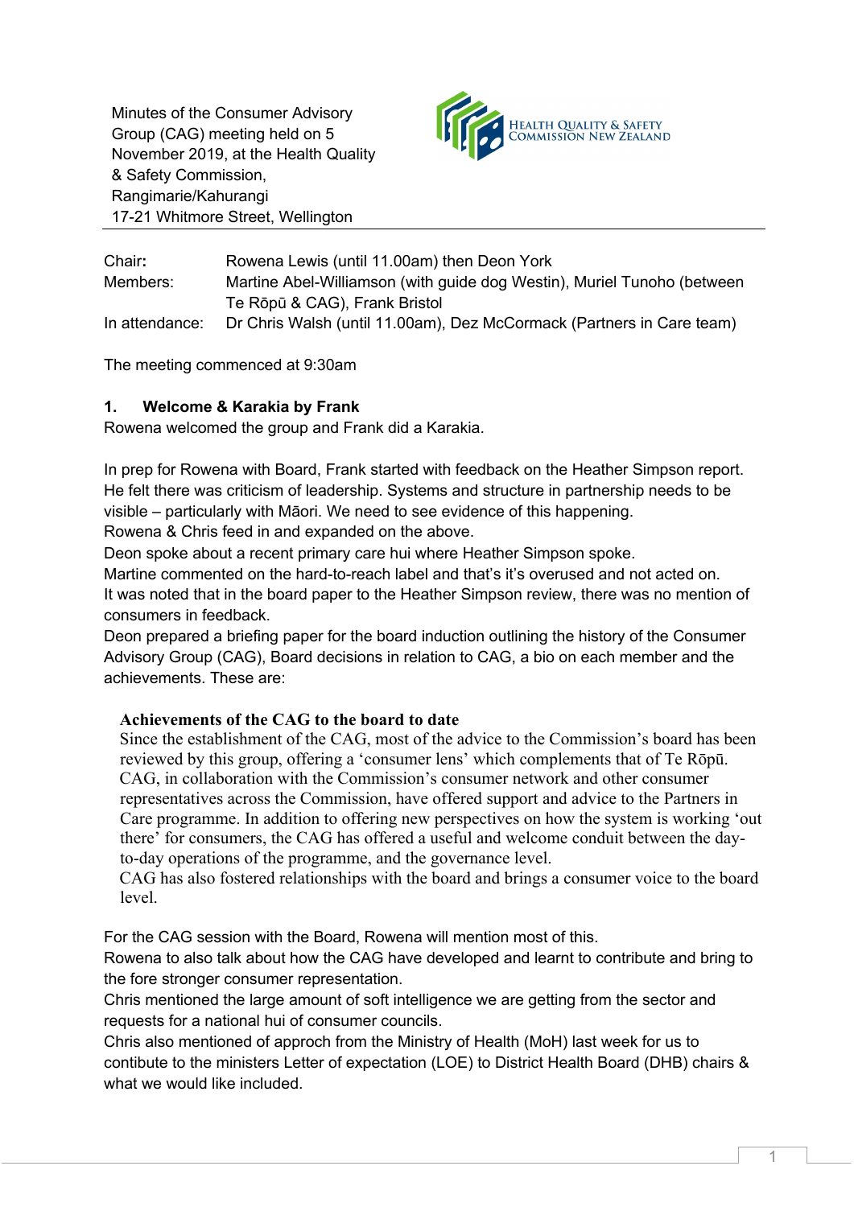Minutes of the Consumer Advisory Group (CAG) meeting held on 5 November 2019, at the Health Quality & Safety Commission, Rangimarie/Kahurangi 17-21 Whitmore Street, Wellington

HEALTH QUALITY & SAFETY COMMISSION NEW ZEALAND

| | |
|---|---|
| Chair**:** | Rowena Lewis (until 11.00am) then Deon York |
| Members: | Martine Abel-Williamson (with guide dog Westin), Muriel Tunoho (between Te Rōpū & CAG), Frank Bristol |
| In attendance: | Dr Chris Walsh (until 11.00am), Dez McCormack (Partners in Care team) |

The meeting commenced at 9:30am

**1. Welcome & Karakia by Frank**

Rowena welcomed the group and Frank did a Karakia.

In prep for Rowena with Board, Frank started with feedback on the Heather Simpson report. He felt there was criticism of leadership. Systems and structure in partnership needs to be visible – particularly with Māori. We need to see evidence of this happening.
Rowena & Chris feed in and expanded on the above.
Deon spoke about a recent primary care hui where Heather Simpson spoke.
Martine commented on the hard-to-reach label and that's it's overused and not acted on.
It was noted that in the board paper to the Heather Simpson review, there was no mention of consumers in feedback.
Deon prepared a briefing paper for the board induction outlining the history of the Consumer Advisory Group (CAG), Board decisions in relation to CAG, a bio on each member and the achievements. These are:

> **Achievements of the CAG to the board to date**
> Since the establishment of the CAG, most of the advice to the Commission's board has been reviewed by this group, offering a 'consumer lens' which complements that of Te Rōpū. CAG, in collaboration with the Commission's consumer network and other consumer representatives across the Commission, have offered support and advice to the Partners in Care programme. In addition to offering new perspectives on how the system is working 'out there' for consumers, the CAG has offered a useful and welcome conduit between the day-to-day operations of the programme, and the governance level.
> CAG has also fostered relationships with the board and brings a consumer voice to the board level.

For the CAG session with the Board, Rowena will mention most of this.
Rowena to also talk about how the CAG have developed and learnt to contribute and bring to the fore stronger consumer representation.
Chris mentioned the large amount of soft intelligence we are getting from the sector and requests for a national hui of consumer councils.
Chris also mentioned of approch from the Ministry of Health (MoH) last week for us to contibute to the ministers Letter of expectation (LOE) to District Health Board (DHB) chairs & what we would like included.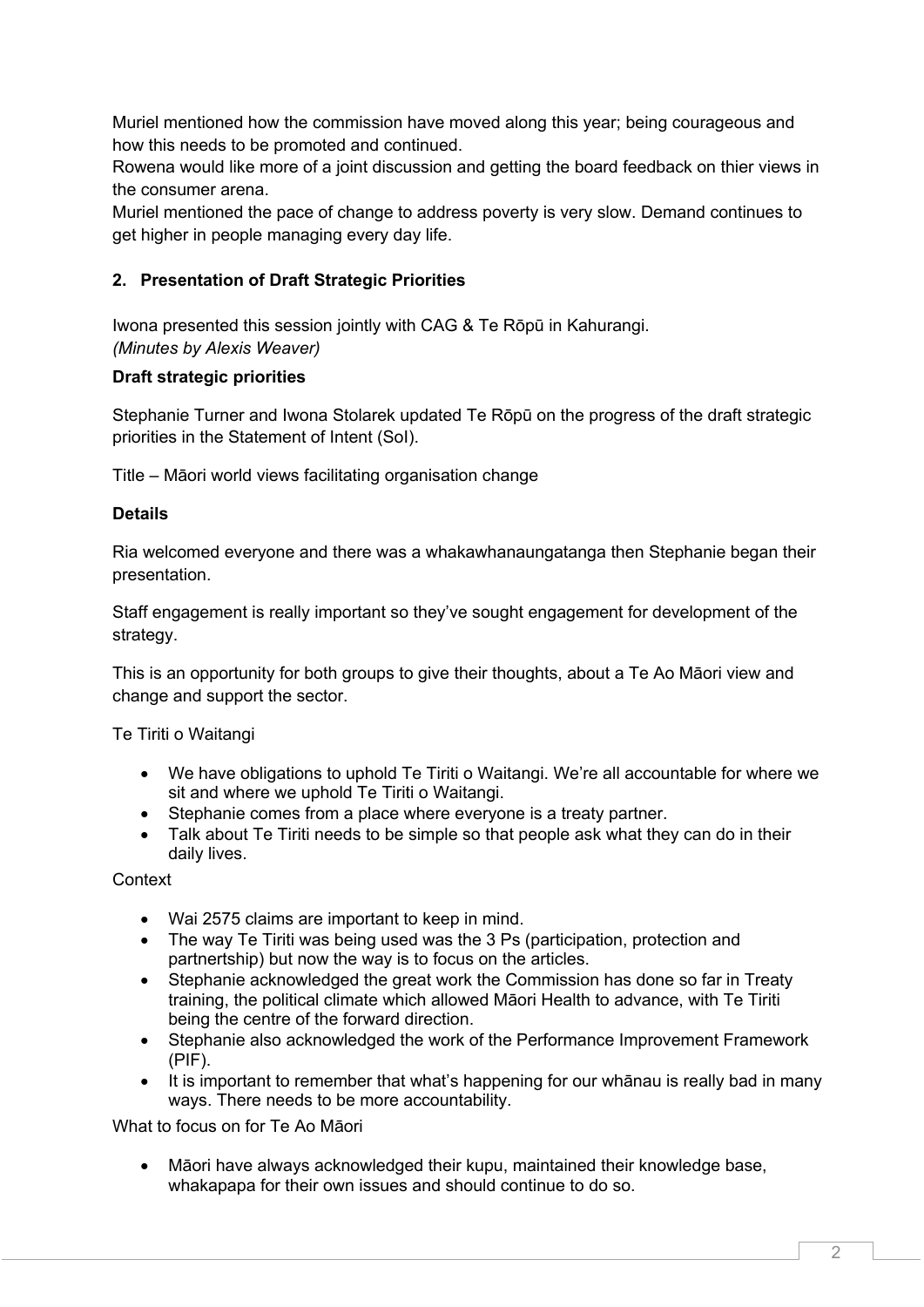Muriel mentioned how the commission have moved along this year; being courageous and how this needs to be promoted and continued.
Rowena would like more of a joint discussion and getting the board feedback on thier views in the consumer arena.
Muriel mentioned the pace of change to address poverty is very slow. Demand continues to get higher in people managing every day life.

## 2. Presentation of Draft Strategic Priorities

Iwona presented this session jointly with CAG & Te Rōpū in Kahurangi.
*(Minutes by Alexis Weaver)*

**Draft strategic priorities**

Stephanie Turner and Iwona Stolarek updated Te Rōpū on the progress of the draft strategic priorities in the Statement of Intent (SoI).

Title – Māori world views facilitating organisation change

**Details**

Ria welcomed everyone and there was a whakawhanaungatanga then Stephanie began their presentation.

Staff engagement is really important so they've sought engagement for development of the strategy.

This is an opportunity for both groups to give their thoughts, about a Te Ao Māori view and change and support the sector.

Te Tiriti o Waitangi

- We have obligations to uphold Te Tiriti o Waitangi. We're all accountable for where we sit and where we uphold Te Tiriti o Waitangi.
- Stephanie comes from a place where everyone is a treaty partner.
- Talk about Te Tiriti needs to be simple so that people ask what they can do in their daily lives.

Context

- Wai 2575 claims are important to keep in mind.
- The way Te Tiriti was being used was the 3 Ps (participation, protection and partnertship) but now the way is to focus on the articles.
- Stephanie acknowledged the great work the Commission has done so far in Treaty training, the political climate which allowed Māori Health to advance, with Te Tiriti being the centre of the forward direction.
- Stephanie also acknowledged the work of the Performance Improvement Framework (PIF).
- It is important to remember that what's happening for our whānau is really bad in many ways. There needs to be more accountability.

What to focus on for Te Ao Māori

- Māori have always acknowledged their kupu, maintained their knowledge base, whakapapa for their own issues and should continue to do so.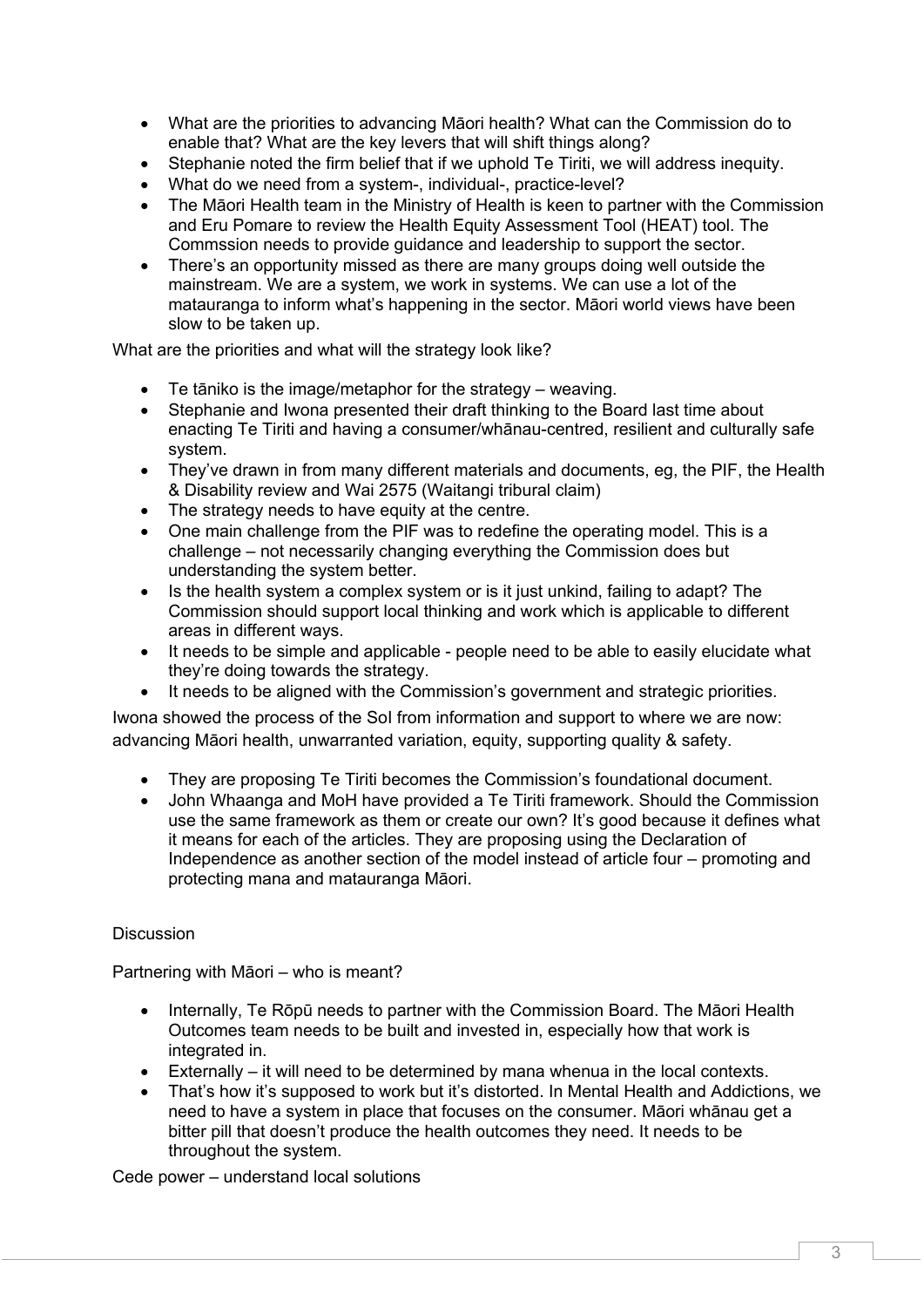- What are the priorities to advancing Māori health? What can the Commission do to enable that? What are the key levers that will shift things along?
- Stephanie noted the firm belief that if we uphold Te Tiriti, we will address inequity.
- What do we need from a system-, individual-, practice-level?
- The Māori Health team in the Ministry of Health is keen to partner with the Commission and Eru Pomare to review the Health Equity Assessment Tool (HEAT) tool. The Commssion needs to provide guidance and leadership to support the sector.
- There's an opportunity missed as there are many groups doing well outside the mainstream. We are a system, we work in systems. We can use a lot of the matauranga to inform what's happening in the sector. Māori world views have been slow to be taken up.

What are the priorities and what will the strategy look like?

- Te tāniko is the image/metaphor for the strategy – weaving.
- Stephanie and Iwona presented their draft thinking to the Board last time about enacting Te Tiriti and having a consumer/whānau-centred, resilient and culturally safe system.
- They've drawn in from many different materials and documents, eg, the PIF, the Health & Disability review and Wai 2575 (Waitangi tribural claim)
- The strategy needs to have equity at the centre.
- One main challenge from the PIF was to redefine the operating model. This is a challenge – not necessarily changing everything the Commission does but understanding the system better.
- Is the health system a complex system or is it just unkind, failing to adapt? The Commission should support local thinking and work which is applicable to different areas in different ways.
- It needs to be simple and applicable - people need to be able to easily elucidate what they're doing towards the strategy.
- It needs to be aligned with the Commission's government and strategic priorities.

Iwona showed the process of the SoI from information and support to where we are now: advancing Māori health, unwarranted variation, equity, supporting quality & safety.

- They are proposing Te Tiriti becomes the Commission's foundational document.
- John Whaanga and MoH have provided a Te Tiriti framework. Should the Commission use the same framework as them or create our own? It's good because it defines what it means for each of the articles. They are proposing using the Declaration of Independence as another section of the model instead of article four – promoting and protecting mana and matauranga Māori.

Discussion

Partnering with Māori – who is meant?

- Internally, Te Rōpū needs to partner with the Commission Board. The Māori Health Outcomes team needs to be built and invested in, especially how that work is integrated in.
- Externally – it will need to be determined by mana whenua in the local contexts.
- That's how it's supposed to work but it's distorted. In Mental Health and Addictions, we need to have a system in place that focuses on the consumer. Māori whānau get a bitter pill that doesn't produce the health outcomes they need. It needs to be throughout the system.

Cede power – understand local solutions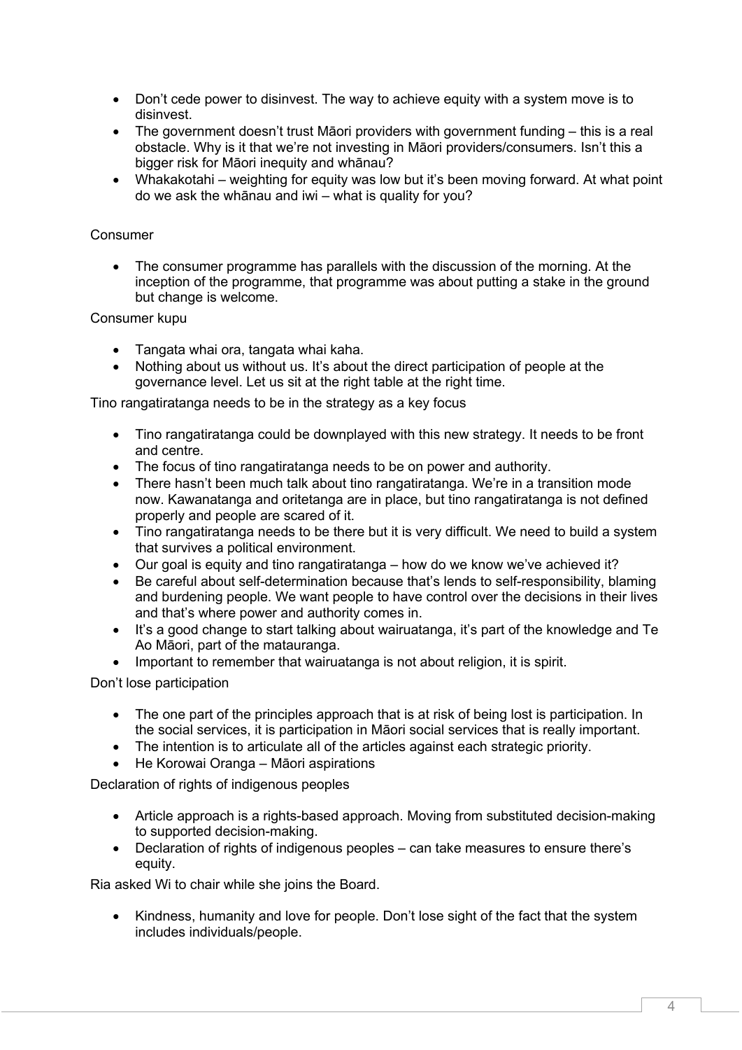- Don't cede power to disinvest. The way to achieve equity with a system move is to disinvest.
- The government doesn't trust Māori providers with government funding – this is a real obstacle. Why is it that we're not investing in Māori providers/consumers. Isn't this a bigger risk for Māori inequity and whānau?
- Whakakotahi – weighting for equity was low but it's been moving forward. At what point do we ask the whānau and iwi – what is quality for you?

Consumer

- The consumer programme has parallels with the discussion of the morning. At the inception of the programme, that programme was about putting a stake in the ground but change is welcome.

Consumer kupu

- Tangata whai ora, tangata whai kaha.
- Nothing about us without us. It's about the direct participation of people at the governance level. Let us sit at the right table at the right time.

Tino rangatiratanga needs to be in the strategy as a key focus

- Tino rangatiratanga could be downplayed with this new strategy. It needs to be front and centre.
- The focus of tino rangatiratanga needs to be on power and authority.
- There hasn't been much talk about tino rangatiratanga. We're in a transition mode now. Kawanatanga and oritetanga are in place, but tino rangatiratanga is not defined properly and people are scared of it.
- Tino rangatiratanga needs to be there but it is very difficult. We need to build a system that survives a political environment.
- Our goal is equity and tino rangatiratanga – how do we know we've achieved it?
- Be careful about self-determination because that's lends to self-responsibility, blaming and burdening people. We want people to have control over the decisions in their lives and that's where power and authority comes in.
- It's a good change to start talking about wairuatanga, it's part of the knowledge and Te Ao Māori, part of the matauranga.
- Important to remember that wairuatanga is not about religion, it is spirit.

Don't lose participation

- The one part of the principles approach that is at risk of being lost is participation. In the social services, it is participation in Māori social services that is really important.
- The intention is to articulate all of the articles against each strategic priority.
- He Korowai Oranga – Māori aspirations

Declaration of rights of indigenous peoples

- Article approach is a rights-based approach. Moving from substituted decision-making to supported decision-making.
- Declaration of rights of indigenous peoples – can take measures to ensure there's equity.

Ria asked Wi to chair while she joins the Board.

- Kindness, humanity and love for people. Don't lose sight of the fact that the system includes individuals/people.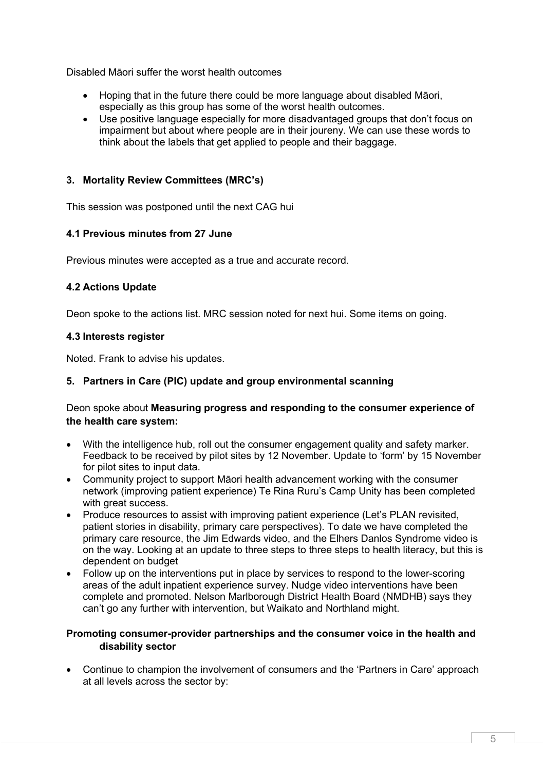Disabled Māori suffer the worst health outcomes

- Hoping that in the future there could be more language about disabled Māori, especially as this group has some of the worst health outcomes.
- Use positive language especially for more disadvantaged groups that don't focus on impairment but about where people are in their joureny. We can use these words to think about the labels that get applied to people and their baggage.

### 3. Mortality Review Committees (MRC's)

This session was postponed until the next CAG hui

### 4.1 Previous minutes from 27 June

Previous minutes were accepted as a true and accurate record.

### 4.2 Actions Update

Deon spoke to the actions list. MRC session noted for next hui. Some items on going.

### 4.3 Interests register

Noted. Frank to advise his updates.

### 5. Partners in Care (PIC) update and group environmental scanning

Deon spoke about **Measuring progress and responding to the consumer experience of the health care system:**

- With the intelligence hub, roll out the consumer engagement quality and safety marker. Feedback to be received by pilot sites by 12 November. Update to 'form' by 15 November for pilot sites to input data.
- Community project to support Māori health advancement working with the consumer network (improving patient experience) Te Rina Ruru's Camp Unity has been completed with great success.
- Produce resources to assist with improving patient experience (Let's PLAN revisited, patient stories in disability, primary care perspectives). To date we have completed the primary care resource, the Jim Edwards video, and the Elhers Danlos Syndrome video is on the way. Looking at an update to three steps to three steps to health literacy, but this is dependent on budget
- Follow up on the interventions put in place by services to respond to the lower-scoring areas of the adult inpatient experience survey. Nudge video interventions have been complete and promoted. Nelson Marlborough District Health Board (NMDHB) says they can't go any further with intervention, but Waikato and Northland might.

**Promoting consumer-provider partnerships and the consumer voice in the health and disability sector**

- Continue to champion the involvement of consumers and the 'Partners in Care' approach at all levels across the sector by: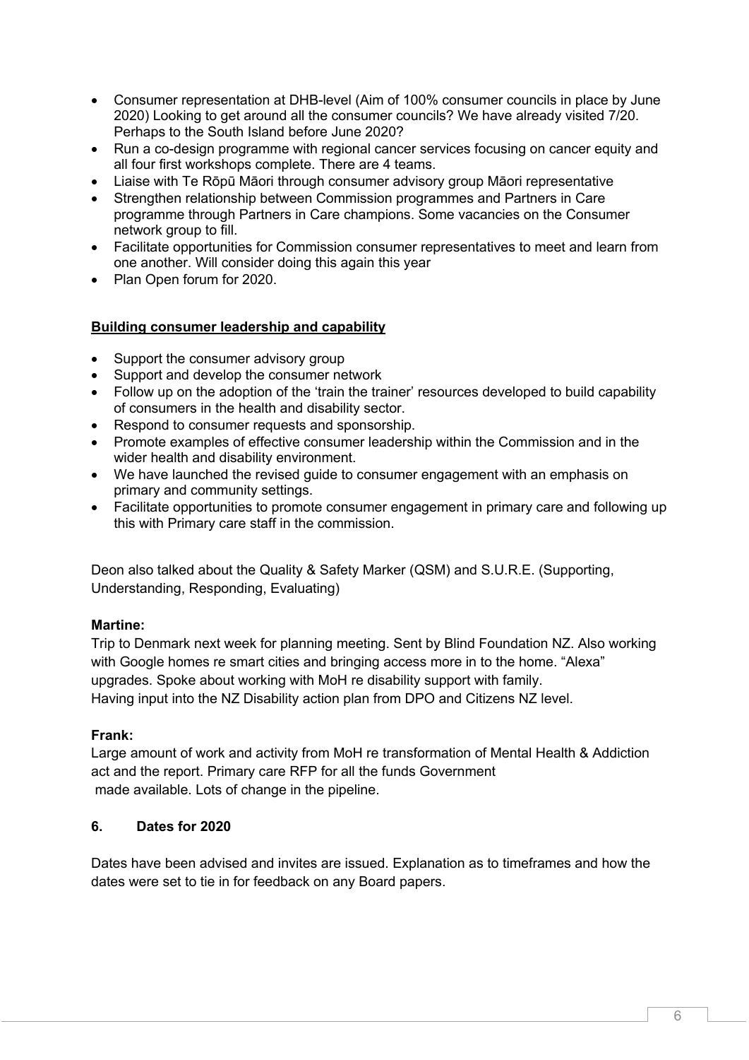- Consumer representation at DHB-level (Aim of 100% consumer councils in place by June 2020) Looking to get around all the consumer councils? We have already visited 7/20. Perhaps to the South Island before June 2020?
- Run a co-design programme with regional cancer services focusing on cancer equity and all four first workshops complete. There are 4 teams.
- Liaise with Te Rōpū Māori through consumer advisory group Māori representative
- Strengthen relationship between Commission programmes and Partners in Care programme through Partners in Care champions. Some vacancies on the Consumer network group to fill.
- Facilitate opportunities for Commission consumer representatives to meet and learn from one another. Will consider doing this again this year
- Plan Open forum for 2020.

**Building consumer leadership and capability**

- Support the consumer advisory group
- Support and develop the consumer network
- Follow up on the adoption of the 'train the trainer' resources developed to build capability of consumers in the health and disability sector.
- Respond to consumer requests and sponsorship.
- Promote examples of effective consumer leadership within the Commission and in the wider health and disability environment.
- We have launched the revised guide to consumer engagement with an emphasis on primary and community settings.
- Facilitate opportunities to promote consumer engagement in primary care and following up this with Primary care staff in the commission.

Deon also talked about the Quality & Safety Marker (QSM) and S.U.R.E. (Supporting, Understanding, Responding, Evaluating)

**Martine:**

Trip to Denmark next week for planning meeting. Sent by Blind Foundation NZ. Also working with Google homes re smart cities and bringing access more in to the home. "Alexa" upgrades. Spoke about working with MoH re disability support with family.
Having input into the NZ Disability action plan from DPO and Citizens NZ level.

**Frank:**

Large amount of work and activity from MoH re transformation of Mental Health & Addiction act and the report. Primary care RFP for all the funds Government made available. Lots of change in the pipeline.

**6. Dates for 2020**

Dates have been advised and invites are issued. Explanation as to timeframes and how the dates were set to tie in for feedback on any Board papers.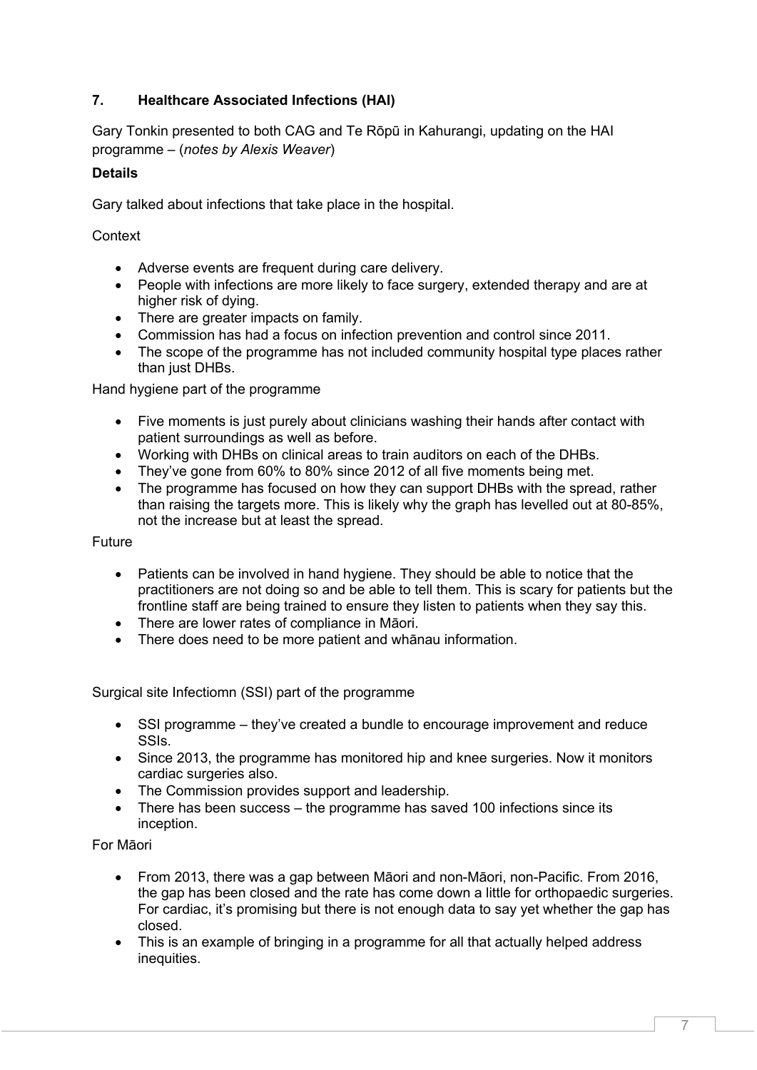## 7. Healthcare Associated Infections (HAI)

Gary Tonkin presented to both CAG and Te Rōpū in Kahurangi, updating on the HAI programme – (*notes by Alexis Weaver*)

**Details**

Gary talked about infections that take place in the hospital.

Context

- Adverse events are frequent during care delivery.
- People with infections are more likely to face surgery, extended therapy and are at higher risk of dying.
- There are greater impacts on family.
- Commission has had a focus on infection prevention and control since 2011.
- The scope of the programme has not included community hospital type places rather than just DHBs.

Hand hygiene part of the programme

- Five moments is just purely about clinicians washing their hands after contact with patient surroundings as well as before.
- Working with DHBs on clinical areas to train auditors on each of the DHBs.
- They've gone from 60% to 80% since 2012 of all five moments being met.
- The programme has focused on how they can support DHBs with the spread, rather than raising the targets more. This is likely why the graph has levelled out at 80-85%, not the increase but at least the spread.

Future

- Patients can be involved in hand hygiene. They should be able to notice that the practitioners are not doing so and be able to tell them. This is scary for patients but the frontline staff are being trained to ensure they listen to patients when they say this.
- There are lower rates of compliance in Māori.
- There does need to be more patient and whānau information.

Surgical site Infectiomn (SSI) part of the programme

- SSI programme – they've created a bundle to encourage improvement and reduce SSIs.
- Since 2013, the programme has monitored hip and knee surgeries. Now it monitors cardiac surgeries also.
- The Commission provides support and leadership.
- There has been success – the programme has saved 100 infections since its inception.

For Māori

- From 2013, there was a gap between Māori and non-Māori, non-Pacific. From 2016, the gap has been closed and the rate has come down a little for orthopaedic surgeries. For cardiac, it's promising but there is not enough data to say yet whether the gap has closed.
- This is an example of bringing in a programme for all that actually helped address inequities.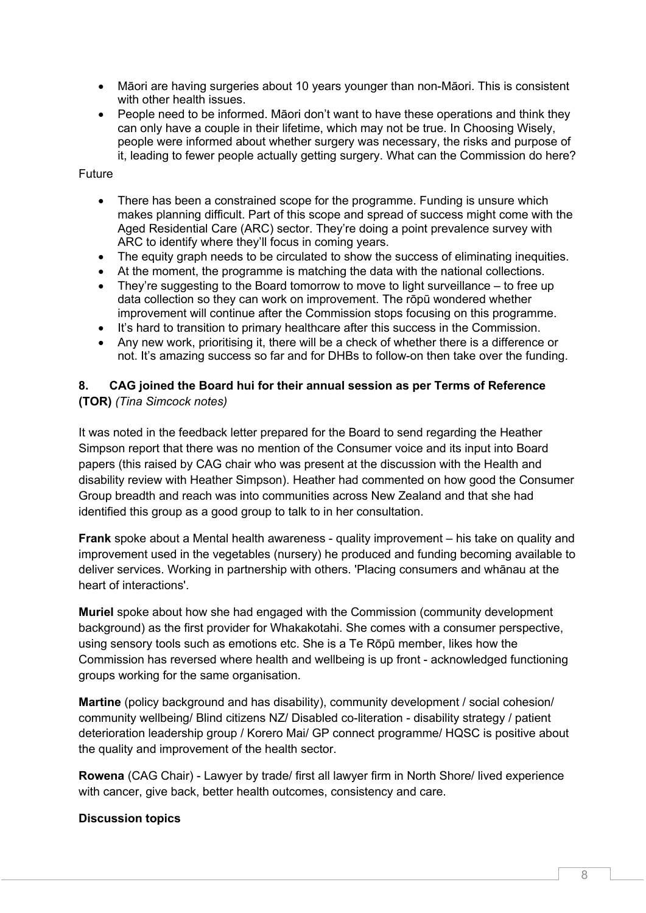- Māori are having surgeries about 10 years younger than non-Māori. This is consistent with other health issues.
- People need to be informed. Māori don't want to have these operations and think they can only have a couple in their lifetime, which may not be true. In Choosing Wisely, people were informed about whether surgery was necessary, the risks and purpose of it, leading to fewer people actually getting surgery. What can the Commission do here?

Future

- There has been a constrained scope for the programme. Funding is unsure which makes planning difficult. Part of this scope and spread of success might come with the Aged Residential Care (ARC) sector. They're doing a point prevalence survey with ARC to identify where they'll focus in coming years.
- The equity graph needs to be circulated to show the success of eliminating inequities.
- At the moment, the programme is matching the data with the national collections.
- They're suggesting to the Board tomorrow to move to light surveillance – to free up data collection so they can work on improvement. The rōpū wondered whether improvement will continue after the Commission stops focusing on this programme.
- It's hard to transition to primary healthcare after this success in the Commission.
- Any new work, prioritising it, there will be a check of whether there is a difference or not. It's amazing success so far and for DHBs to follow-on then take over the funding.

### 8. CAG joined the Board hui for their annual session as per Terms of Reference (TOR) *(Tina Simcock notes)*

It was noted in the feedback letter prepared for the Board to send regarding the Heather Simpson report that there was no mention of the Consumer voice and its input into Board papers (this raised by CAG chair who was present at the discussion with the Health and disability review with Heather Simpson). Heather had commented on how good the Consumer Group breadth and reach was into communities across New Zealand and that she had identified this group as a good group to talk to in her consultation.

**Frank** spoke about a Mental health awareness - quality improvement – his take on quality and improvement used in the vegetables (nursery) he produced and funding becoming available to deliver services. Working in partnership with others. 'Placing consumers and whānau at the heart of interactions'.

**Muriel** spoke about how she had engaged with the Commission (community development background) as the first provider for Whakakotahi. She comes with a consumer perspective, using sensory tools such as emotions etc. She is a Te Rōpū member, likes how the Commission has reversed where health and wellbeing is up front - acknowledged functioning groups working for the same organisation.

**Martine** (policy background and has disability), community development / social cohesion/ community wellbeing/ Blind citizens NZ/ Disabled co-literation - disability strategy / patient deterioration leadership group / Korero Mai/ GP connect programme/ HQSC is positive about the quality and improvement of the health sector.

**Rowena** (CAG Chair) - Lawyer by trade/ first all lawyer firm in North Shore/ lived experience with cancer, give back, better health outcomes, consistency and care.

**Discussion topics**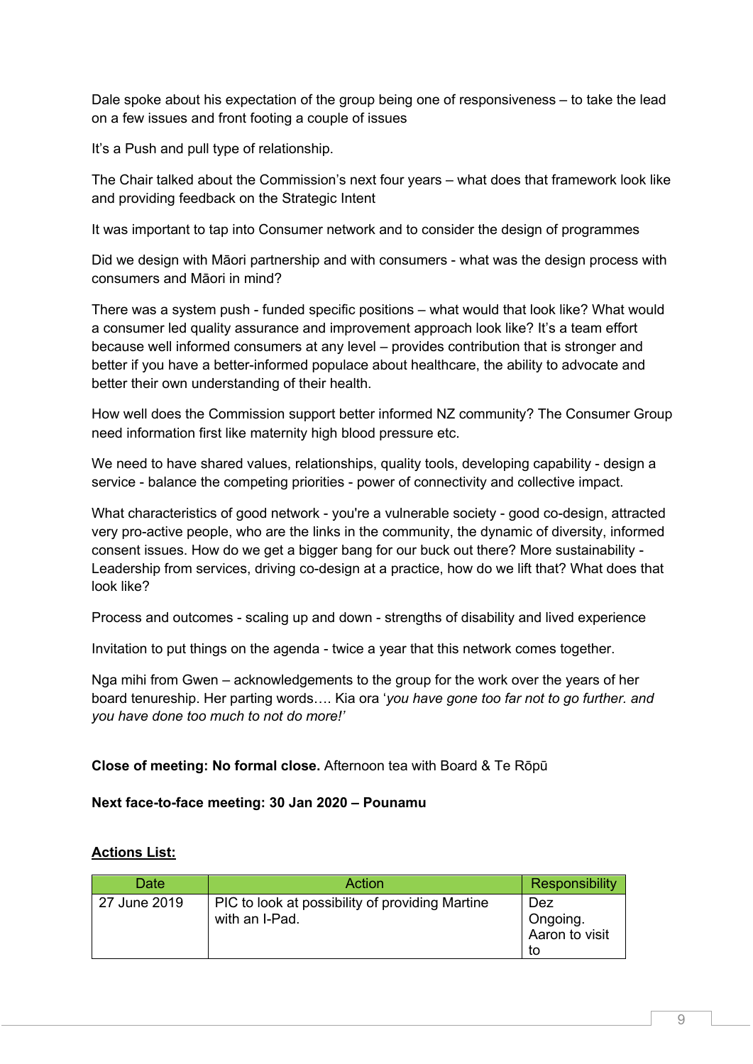Dale spoke about his expectation of the group being one of responsiveness – to take the lead on a few issues and front footing a couple of issues

It's a Push and pull type of relationship.

The Chair talked about the Commission's next four years – what does that framework look like and providing feedback on the Strategic Intent

It was important to tap into Consumer network and to consider the design of programmes

Did we design with Māori partnership and with consumers - what was the design process with consumers and Māori in mind?

There was a system push - funded specific positions – what would that look like? What would a consumer led quality assurance and improvement approach look like? It's a team effort because well informed consumers at any level – provides contribution that is stronger and better if you have a better-informed populace about healthcare, the ability to advocate and better their own understanding of their health.

How well does the Commission support better informed NZ community? The Consumer Group need information first like maternity high blood pressure etc.

We need to have shared values, relationships, quality tools, developing capability - design a service - balance the competing priorities - power of connectivity and collective impact.

What characteristics of good network - you're a vulnerable society - good co-design, attracted very pro-active people, who are the links in the community, the dynamic of diversity, informed consent issues. How do we get a bigger bang for our buck out there? More sustainability - Leadership from services, driving co-design at a practice, how do we lift that? What does that look like?

Process and outcomes - scaling up and down - strengths of disability and lived experience

Invitation to put things on the agenda - twice a year that this network comes together.

Nga mihi from Gwen – acknowledgements to the group for the work over the years of her board tenureship. Her parting words…. Kia ora '*you have gone too far not to go further. and you have done too much to not do more!'*

**Close of meeting: No formal close.** Afternoon tea with Board & Te Rōpū

**Next face-to-face meeting: 30 Jan 2020 – Pounamu**

**Actions List:**

| Date | Action | Responsibility |
|---|---|---|
| 27 June 2019 | PIC to look at possibility of providing Martine with an I-Pad. | Dez Ongoing. Aaron to visit to |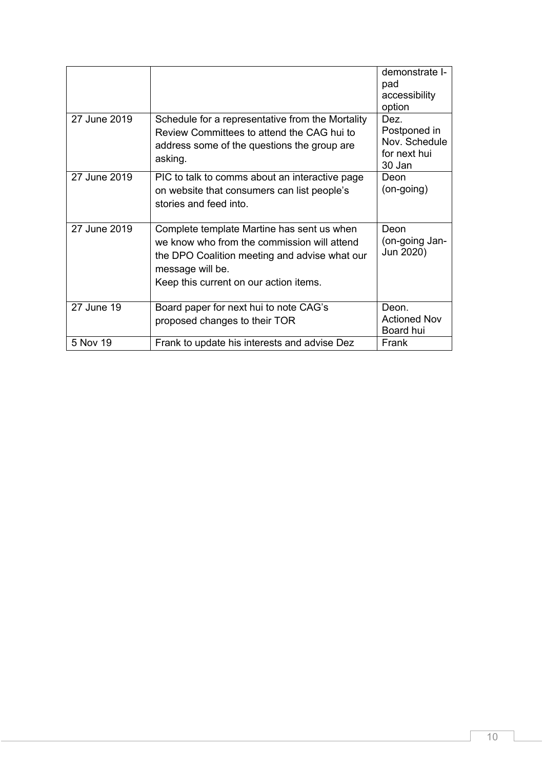| | | |
|---|---|---|
| | | demonstrate I-pad accessibility option |
| 27 June 2019 | Schedule for a representative from the Mortality Review Committees to attend the CAG hui to address some of the questions the group are asking. | Dez. Postponed in Nov. Schedule for next hui 30 Jan |
| 27 June 2019 | PIC to talk to comms about an interactive page on website that consumers can list people's stories and feed into. | Deon (on-going) |
| 27 June 2019 | Complete template Martine has sent us when we know who from the commission will attend the DPO Coalition meeting and advise what our message will be. Keep this current on our action items. | Deon (on-going Jan-Jun 2020) |
| 27 June 19 | Board paper for next hui to note CAG's proposed changes to their TOR | Deon. Actioned Nov Board hui |
| 5 Nov 19 | Frank to update his interests and advise Dez | Frank |